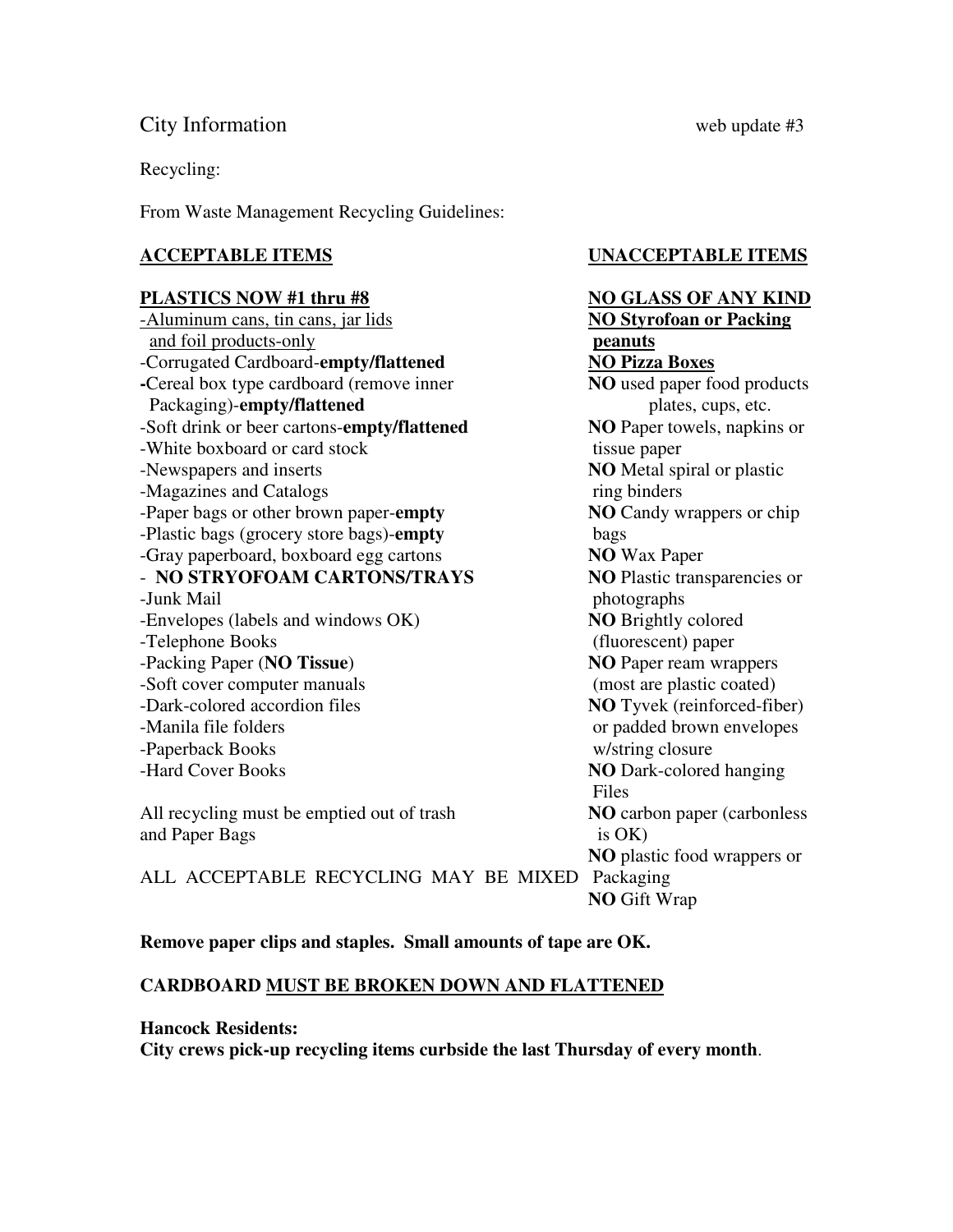City Information web update #3

Recycling:

From Waste Management Recycling Guidelines:

<u>**ACCEPTABLE ITEMS**</u>

<u>**PLASTICS NOW #1 thru #8**</u>

- <u>Aluminum cans, tin cans, jar lids and foil products-only</u>
- Corrugated Cardboard-**empty/flattened**
- Cereal box type cardboard (remove inner Packaging)-**empty/flattened**
- Soft drink or beer cartons-**empty/flattened**
- White boxboard or card stock
- Newspapers and inserts
- Magazines and Catalogs
- Paper bags or other brown paper-**empty**
- Plastic bags (grocery store bags)-**empty**
- Gray paperboard, boxboard egg cartons
- **NO STRYOFOAM CARTONS/TRAYS**
- Junk Mail
- Envelopes (labels and windows OK)
- Telephone Books
- Packing Paper (**NO Tissue**)
- Soft cover computer manuals
- Dark-colored accordion files
- Manila file folders
- Paperback Books
- Hard Cover Books

All recycling must be emptied out of trash and Paper Bags

ALL ACCEPTABLE RECYCLING MAY BE MIXED

<u>**UNACCEPTABLE ITEMS**</u>

<u>**NO GLASS OF ANY KIND**</u>

<u>**NO Styrofoam or Packing peanuts**</u>

<u>**NO Pizza Boxes**</u>

**NO** used paper food products plates, cups, etc.

**NO** Paper towels, napkins or tissue paper

**NO** Metal spiral or plastic ring binders

**NO** Candy wrappers or chip bags

**NO** Wax Paper

**NO** Plastic transparencies or photographs

**NO** Brightly colored (fluorescent) paper

**NO** Paper ream wrappers (most are plastic coated)

**NO** Tyvek (reinforced-fiber) or padded brown envelopes w/string closure

**NO** Dark-colored hanging Files

**NO** carbon paper (carbonless is OK)

**NO** plastic food wrappers or Packaging

**NO** Gift Wrap

**Remove paper clips and staples. Small amounts of tape are OK.**

**CARDBOARD <u>MUST BE BROKEN DOWN AND FLATTENED</u>**

**Hancock Residents:**
**City crews pick-up recycling items curbside the last Thursday of every month**.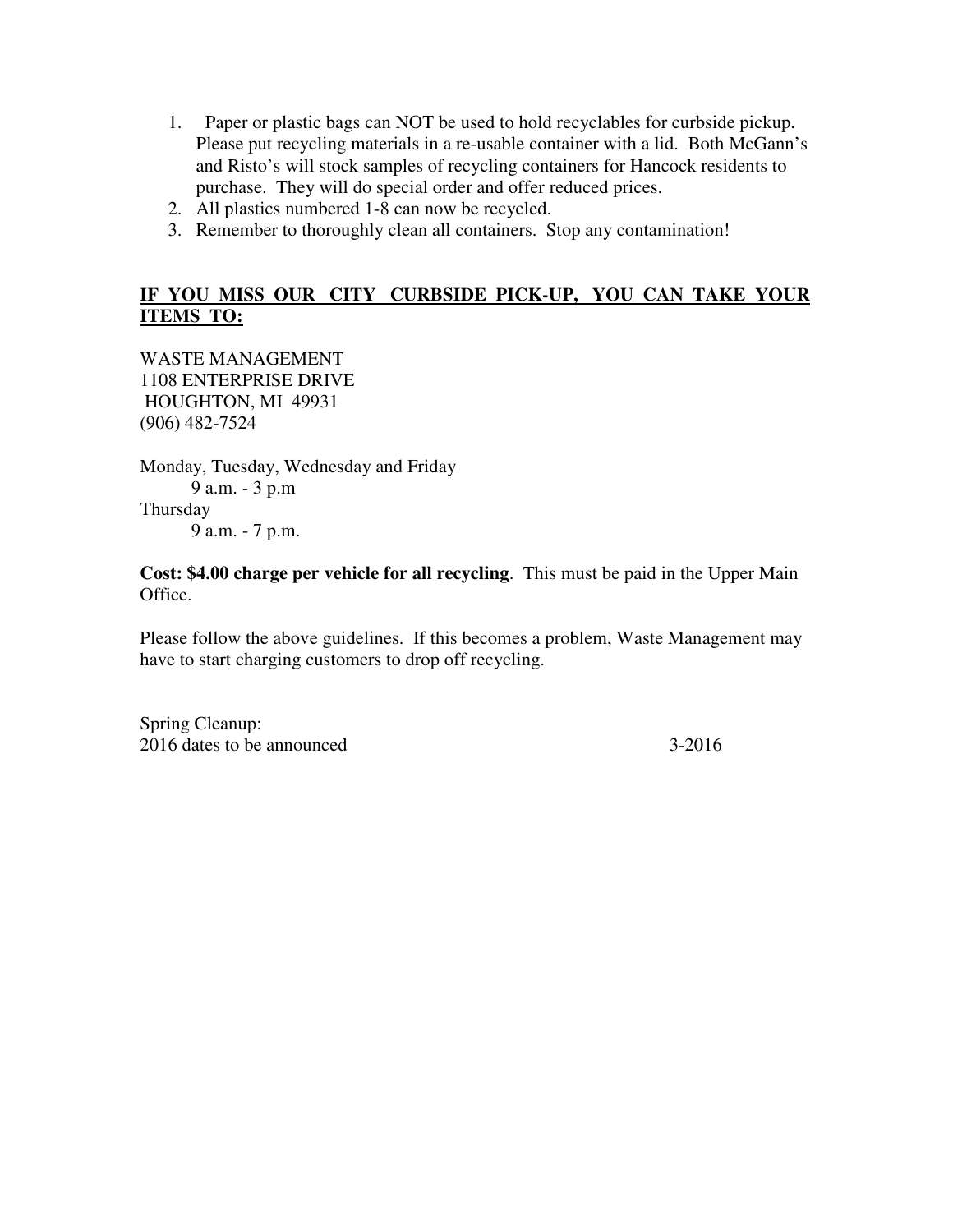1. Paper or plastic bags can NOT be used to hold recyclables for curbside pickup. Please put recycling materials in a re-usable container with a lid. Both McGann's and Risto's will stock samples of recycling containers for Hancock residents to purchase. They will do special order and offer reduced prices.
2. All plastics numbered 1-8 can now be recycled.
3. Remember to thoroughly clean all containers. Stop any contamination!

**<u>IF YOU MISS OUR CITY CURBSIDE PICK-UP, YOU CAN TAKE YOUR ITEMS TO:</u>**

WASTE MANAGEMENT
1108 ENTERPRISE DRIVE
HOUGHTON, MI 49931
(906) 482-7524

Monday, Tuesday, Wednesday and Friday
9 a.m. - 3 p.m
Thursday
9 a.m. - 7 p.m.

**Cost: $4.00 charge per vehicle for all recycling**. This must be paid in the Upper Main Office.

Please follow the above guidelines. If this becomes a problem, Waste Management may have to start charging customers to drop off recycling.

Spring Cleanup:
2016 dates to be announced

3-2016